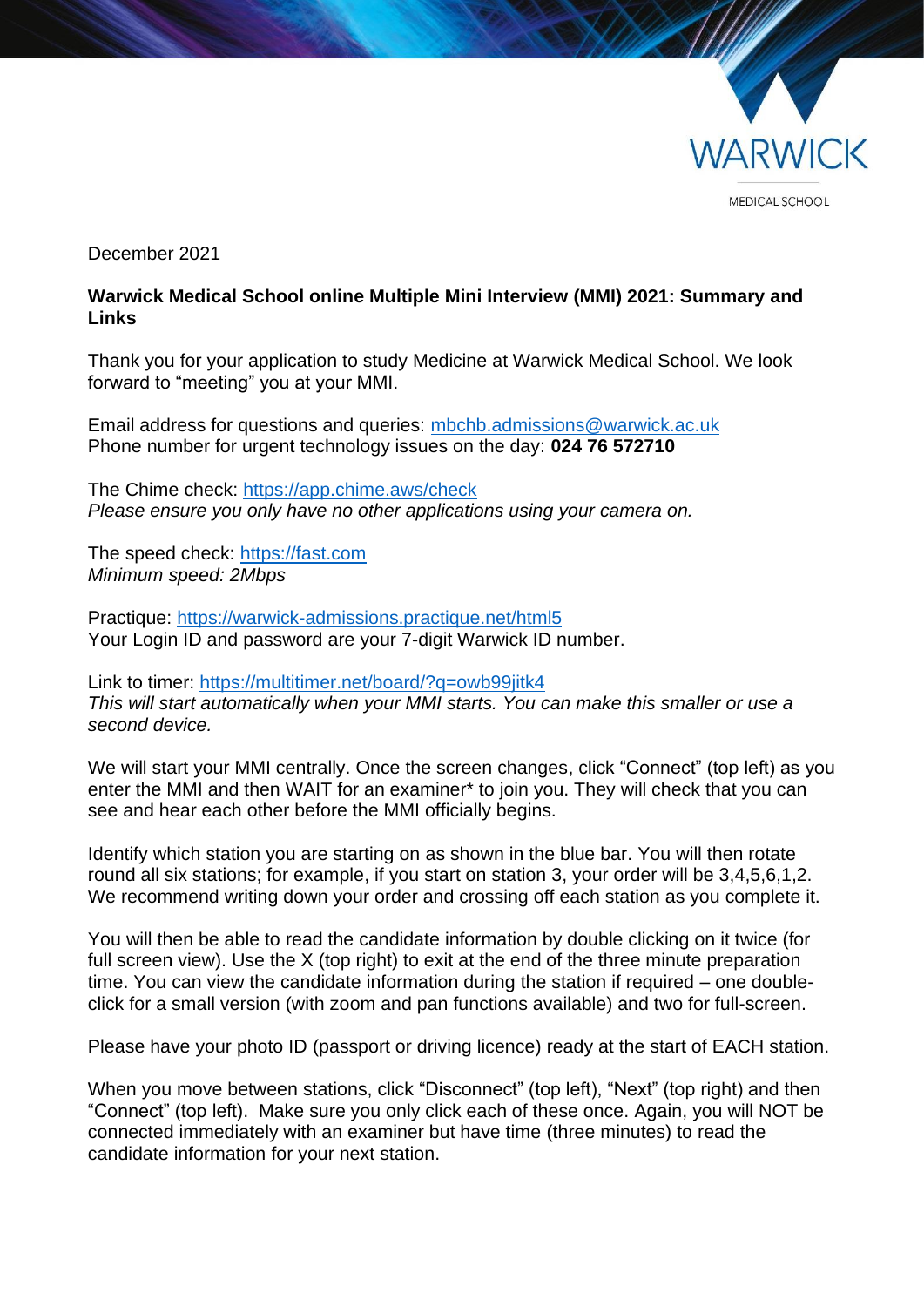WARWICK

MEDICAL SCHOOL

December 2021

**Warwick Medical School online Multiple Mini Interview (MMI) 2021: Summary and Links**

Thank you for your application to study Medicine at Warwick Medical School. We look forward to “meeting” you at your MMI.

Email address for questions and queries: [mbchb.admissions@warwick.ac.uk](mailto:mbchb.admissions@warwick.ac.uk)
Phone number for urgent technology issues on the day: **024 76 572710**

The Chime check: [https://app.chime.aws/check](https://app.chime.aws/check)
*Please ensure you only have no other applications using your camera on.*

The speed check: [https://fast.com](https://fast.com)
*Minimum speed: 2Mbps*

Practique: [https://warwick-admissions.practique.net/html5](https://warwick-admissions.practique.net/html5)
Your Login ID and password are your 7-digit Warwick ID number.

Link to timer: [https://multitimer.net/board/?q=owb99jitk4](https://multitimer.net/board/?q=owb99jitk4)
*This will start automatically when your MMI starts. You can make this smaller or use a second device.*

We will start your MMI centrally. Once the screen changes, click “Connect” (top left) as you enter the MMI and then WAIT for an examiner* to join you. They will check that you can see and hear each other before the MMI officially begins.

Identify which station you are starting on as shown in the blue bar. You will then rotate round all six stations; for example, if you start on station 3, your order will be 3,4,5,6,1,2. We recommend writing down your order and crossing off each station as you complete it.

You will then be able to read the candidate information by double clicking on it twice (for full screen view). Use the X (top right) to exit at the end of the three minute preparation time. You can view the candidate information during the station if required – one double-click for a small version (with zoom and pan functions available) and two for full-screen.

Please have your photo ID (passport or driving licence) ready at the start of EACH station.

When you move between stations, click “Disconnect” (top left), “Next” (top right) and then “Connect” (top left). Make sure you only click each of these once. Again, you will NOT be connected immediately with an examiner but have time (three minutes) to read the candidate information for your next station.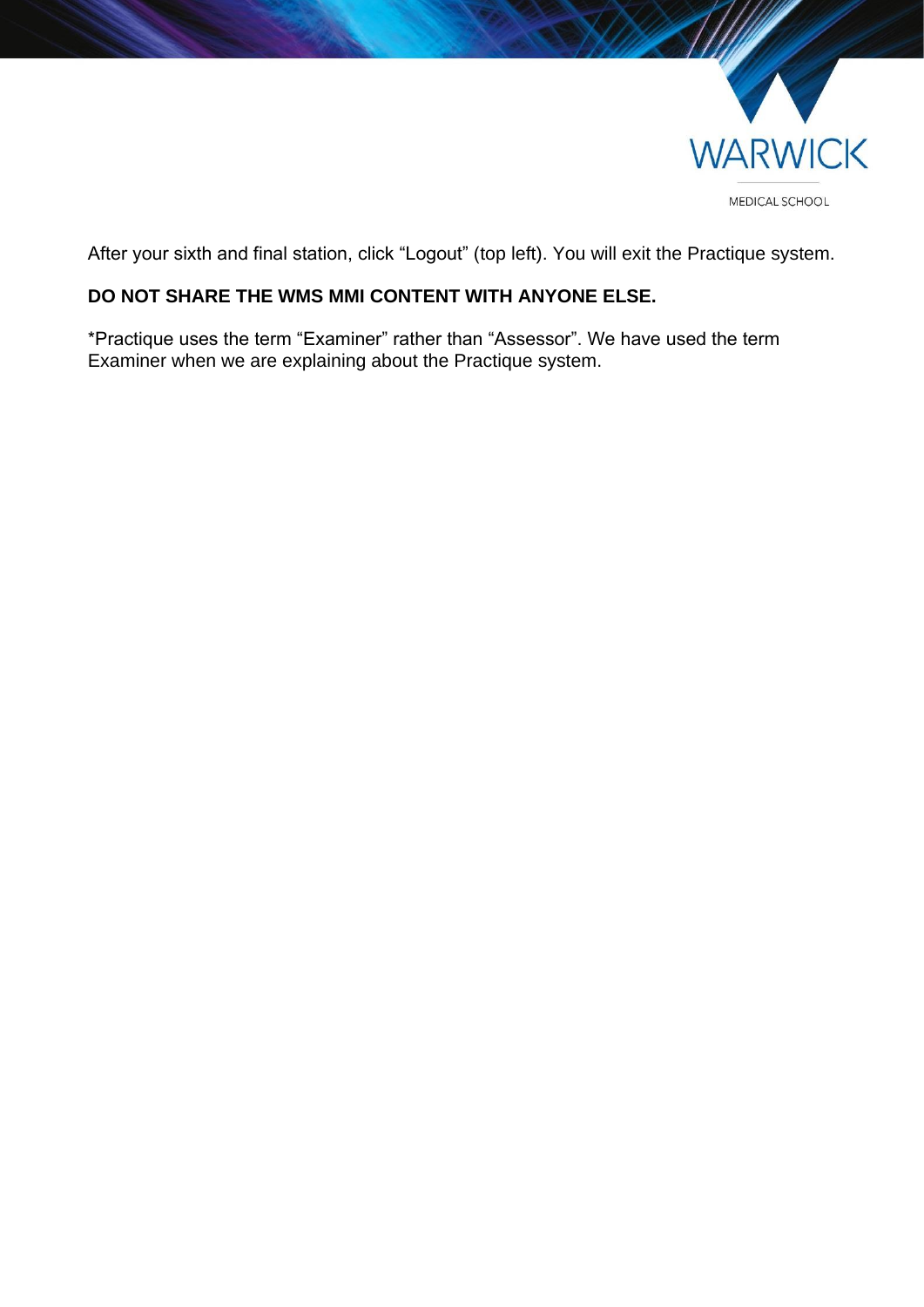After your sixth and final station, click “Logout” (top left). You will exit the Practique system.

**DO NOT SHARE THE WMS MMI CONTENT WITH ANYONE ELSE.**

*Practique uses the term “Examiner” rather than “Assessor”. We have used the term Examiner when we are explaining about the Practique system.